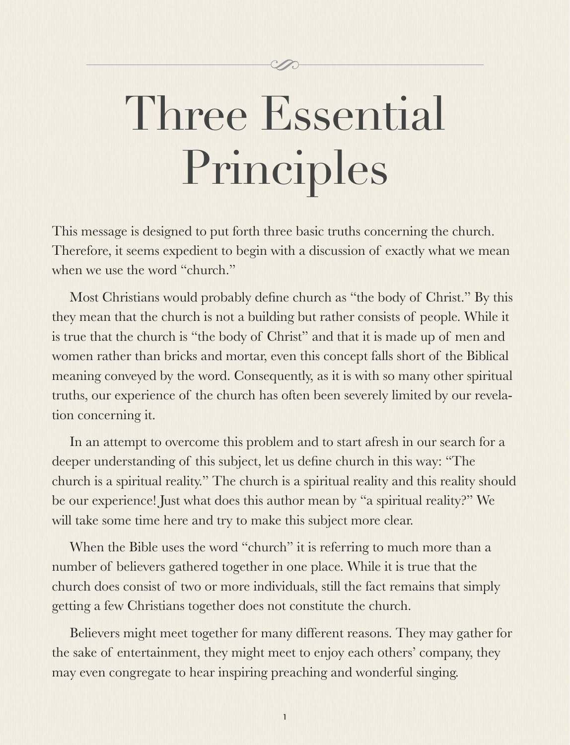# Three Essential Principles

This message is designed to put forth three basic truths concerning the church. Therefore, it seems expedient to begin with a discussion of exactly what we mean when we use the word "church."

Most Christians would probably define church as "the body of Christ." By this they mean that the church is not a building but rather consists of people. While it is true that the church is "the body of Christ" and that it is made up of men and women rather than bricks and mortar, even this concept falls short of the Biblical meaning conveyed by the word. Consequently, as it is with so many other spiritual truths, our experience of the church has often been severely limited by our revelation concerning it.

In an attempt to overcome this problem and to start afresh in our search for a deeper understanding of this subject, let us define church in this way: "The church is a spiritual reality." The church is a spiritual reality and this reality should be our experience! Just what does this author mean by "a spiritual reality?" We will take some time here and try to make this subject more clear.

When the Bible uses the word "church" it is referring to much more than a number of believers gathered together in one place. While it is true that the church does consist of two or more individuals, still the fact remains that simply getting a few Christians together does not constitute the church.

Believers might meet together for many different reasons. They may gather for the sake of entertainment, they might meet to enjoy each others' company, they may even congregate to hear inspiring preaching and wonderful singing.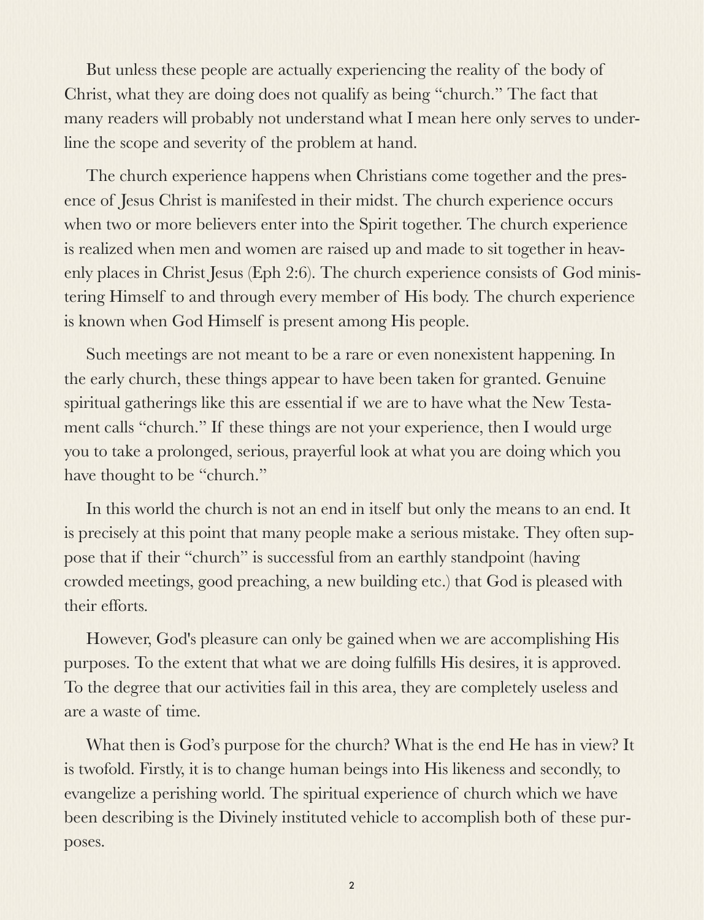But unless these people are actually experiencing the reality of the body of Christ, what they are doing does not qualify as being "church." The fact that many readers will probably not understand what I mean here only serves to underline the scope and severity of the problem at hand.

The church experience happens when Christians come together and the presence of Jesus Christ is manifested in their midst. The church experience occurs when two or more believers enter into the Spirit together. The church experience is realized when men and women are raised up and made to sit together in heavenly places in Christ Jesus (Eph 2:6). The church experience consists of God ministering Himself to and through every member of His body. The church experience is known when God Himself is present among His people.

Such meetings are not meant to be a rare or even nonexistent happening. In the early church, these things appear to have been taken for granted. Genuine spiritual gatherings like this are essential if we are to have what the New Testament calls "church." If these things are not your experience, then I would urge you to take a prolonged, serious, prayerful look at what you are doing which you have thought to be "church."

In this world the church is not an end in itself but only the means to an end. It is precisely at this point that many people make a serious mistake. They often suppose that if their "church" is successful from an earthly standpoint (having crowded meetings, good preaching, a new building etc.) that God is pleased with their efforts.

However, God's pleasure can only be gained when we are accomplishing His purposes. To the extent that what we are doing fulfills His desires, it is approved. To the degree that our activities fail in this area, they are completely useless and are a waste of time.

What then is God's purpose for the church? What is the end He has in view? It is twofold. Firstly, it is to change human beings into His likeness and secondly, to evangelize a perishing world. The spiritual experience of church which we have been describing is the Divinely instituted vehicle to accomplish both of these purposes.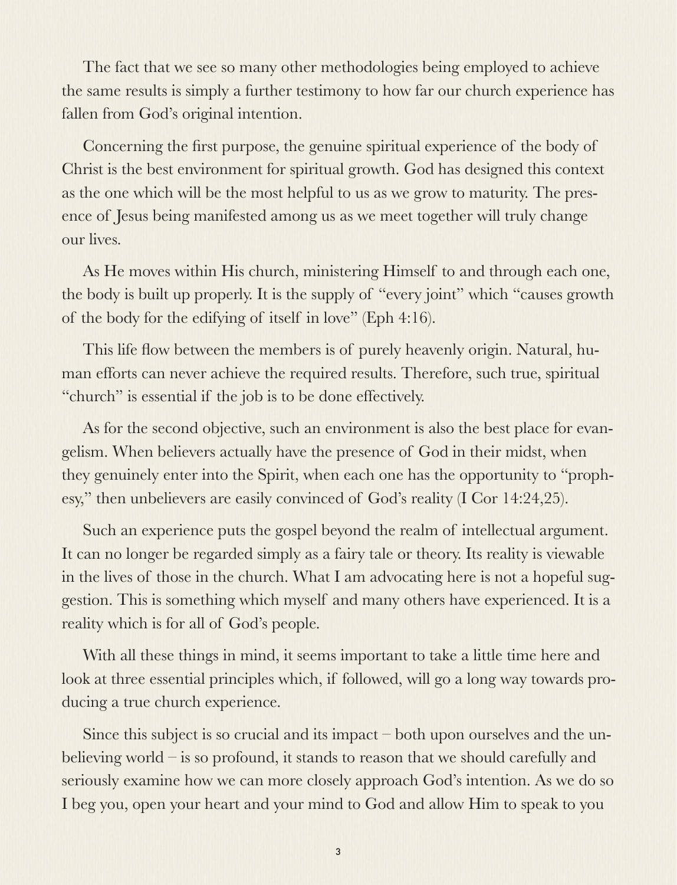The fact that we see so many other methodologies being employed to achieve the same results is simply a further testimony to how far our church experience has fallen from God's original intention.

Concerning the first purpose, the genuine spiritual experience of the body of Christ is the best environment for spiritual growth. God has designed this context as the one which will be the most helpful to us as we grow to maturity. The presence of Jesus being manifested among us as we meet together will truly change our lives.

As He moves within His church, ministering Himself to and through each one, the body is built up properly. It is the supply of "every joint" which "causes growth of the body for the edifying of itself in love" (Eph 4:16).

This life flow between the members is of purely heavenly origin. Natural, human efforts can never achieve the required results. Therefore, such true, spiritual "church" is essential if the job is to be done effectively.

As for the second objective, such an environment is also the best place for evangelism. When believers actually have the presence of God in their midst, when they genuinely enter into the Spirit, when each one has the opportunity to "prophesy," then unbelievers are easily convinced of God's reality (I Cor 14:24,25).

Such an experience puts the gospel beyond the realm of intellectual argument. It can no longer be regarded simply as a fairy tale or theory. Its reality is viewable in the lives of those in the church. What I am advocating here is not a hopeful suggestion. This is something which myself and many others have experienced. It is a reality which is for all of God's people.

With all these things in mind, it seems important to take a little time here and look at three essential principles which, if followed, will go a long way towards producing a true church experience.

Since this subject is so crucial and its impact – both upon ourselves and the unbelieving world – is so profound, it stands to reason that we should carefully and seriously examine how we can more closely approach God's intention. As we do so I beg you, open your heart and your mind to God and allow Him to speak to you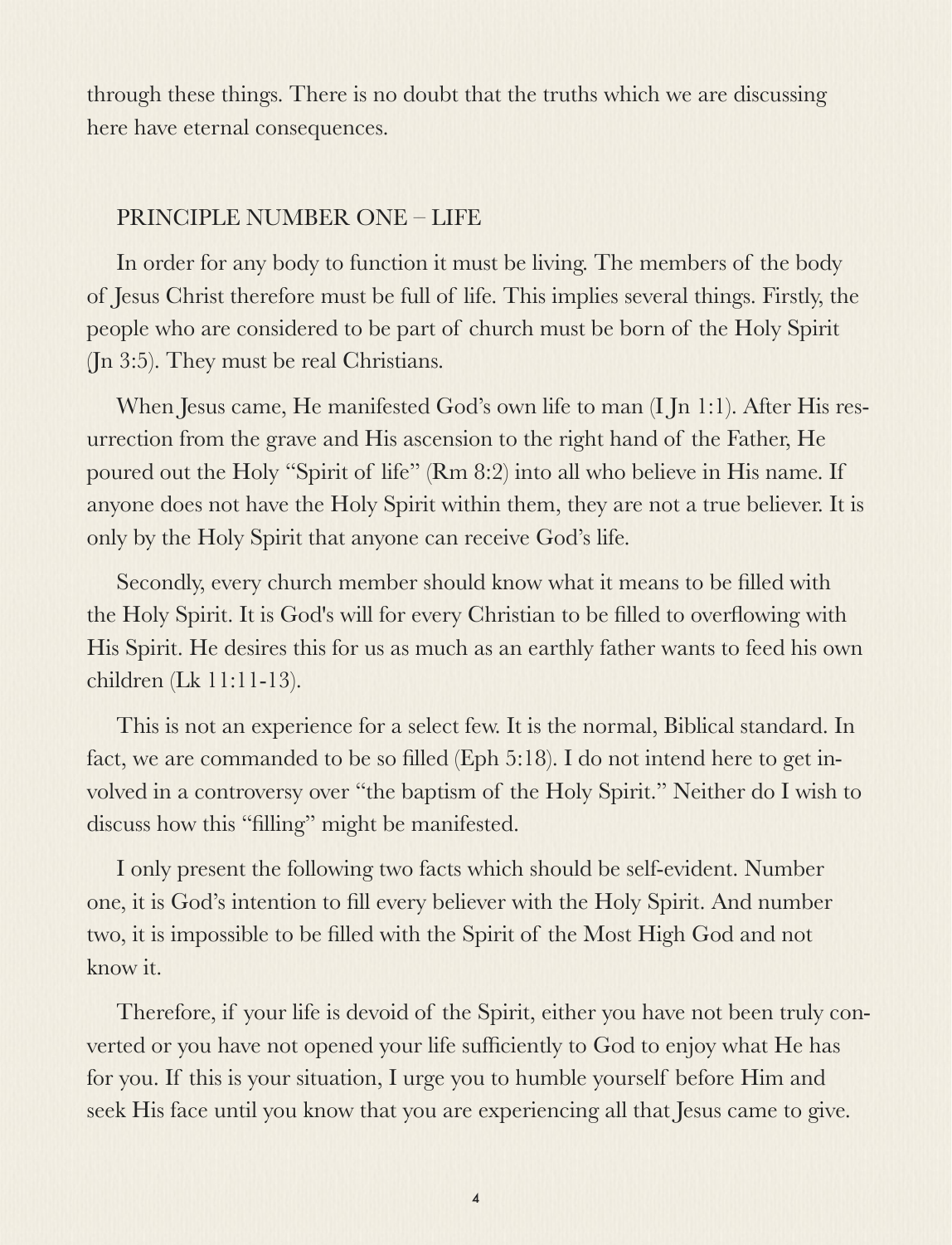through these things. There is no doubt that the truths which we are discussing here have eternal consequences.

## PRINCIPLE NUMBER ONE – LIFE

In order for any body to function it must be living. The members of the body of Jesus Christ therefore must be full of life. This implies several things. Firstly, the people who are considered to be part of church must be born of the Holy Spirit (Jn 3:5). They must be real Christians.

When Jesus came, He manifested God's own life to man (I Jn 1:1). After His resurrection from the grave and His ascension to the right hand of the Father, He poured out the Holy "Spirit of life" (Rm 8:2) into all who believe in His name. If anyone does not have the Holy Spirit within them, they are not a true believer. It is only by the Holy Spirit that anyone can receive God's life.

Secondly, every church member should know what it means to be filled with the Holy Spirit. It is God's will for every Christian to be filled to overflowing with His Spirit. He desires this for us as much as an earthly father wants to feed his own children (Lk 11:11-13).

This is not an experience for a select few. It is the normal, Biblical standard. In fact, we are commanded to be so filled (Eph 5:18). I do not intend here to get involved in a controversy over "the baptism of the Holy Spirit." Neither do I wish to discuss how this "filling" might be manifested.

I only present the following two facts which should be self-evident. Number one, it is God's intention to fill every believer with the Holy Spirit. And number two, it is impossible to be filled with the Spirit of the Most High God and not know it.

Therefore, if your life is devoid of the Spirit, either you have not been truly converted or you have not opened your life sufficiently to God to enjoy what He has for you. If this is your situation, I urge you to humble yourself before Him and seek His face until you know that you are experiencing all that Jesus came to give.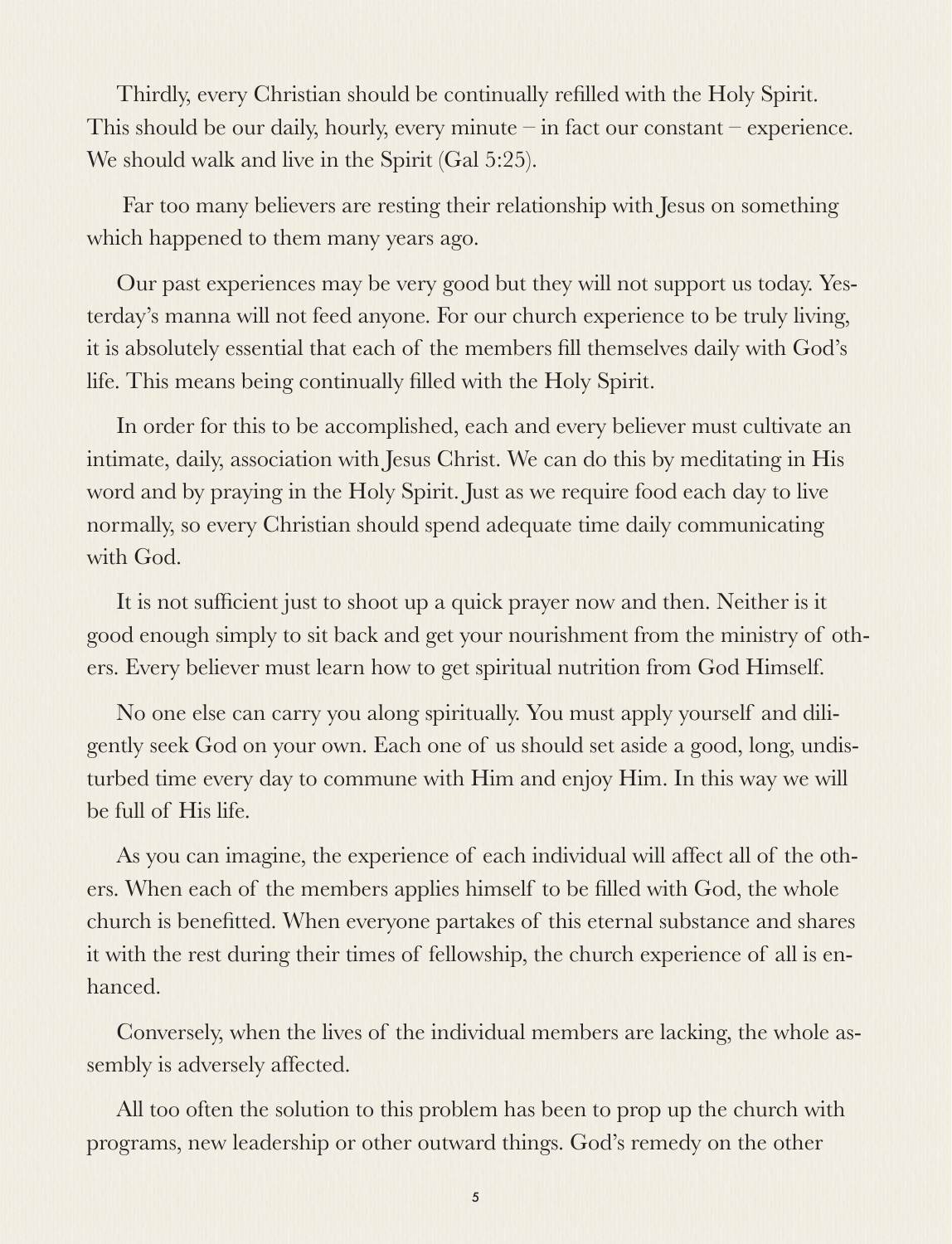Thirdly, every Christian should be continually refilled with the Holy Spirit. This should be our daily, hourly, every minute – in fact our constant – experience. We should walk and live in the Spirit (Gal 5:25).

Far too many believers are resting their relationship with Jesus on something which happened to them many years ago.

Our past experiences may be very good but they will not support us today. Yesterday's manna will not feed anyone. For our church experience to be truly living, it is absolutely essential that each of the members fill themselves daily with God's life. This means being continually filled with the Holy Spirit.

In order for this to be accomplished, each and every believer must cultivate an intimate, daily, association with Jesus Christ. We can do this by meditating in His word and by praying in the Holy Spirit. Just as we require food each day to live normally, so every Christian should spend adequate time daily communicating with God.

It is not sufficient just to shoot up a quick prayer now and then. Neither is it good enough simply to sit back and get your nourishment from the ministry of others. Every believer must learn how to get spiritual nutrition from God Himself.

No one else can carry you along spiritually. You must apply yourself and diligently seek God on your own. Each one of us should set aside a good, long, undisturbed time every day to commune with Him and enjoy Him. In this way we will be full of His life.

As you can imagine, the experience of each individual will affect all of the others. When each of the members applies himself to be filled with God, the whole church is benefitted. When everyone partakes of this eternal substance and shares it with the rest during their times of fellowship, the church experience of all is enhanced.

Conversely, when the lives of the individual members are lacking, the whole assembly is adversely affected.

All too often the solution to this problem has been to prop up the church with programs, new leadership or other outward things. God's remedy on the other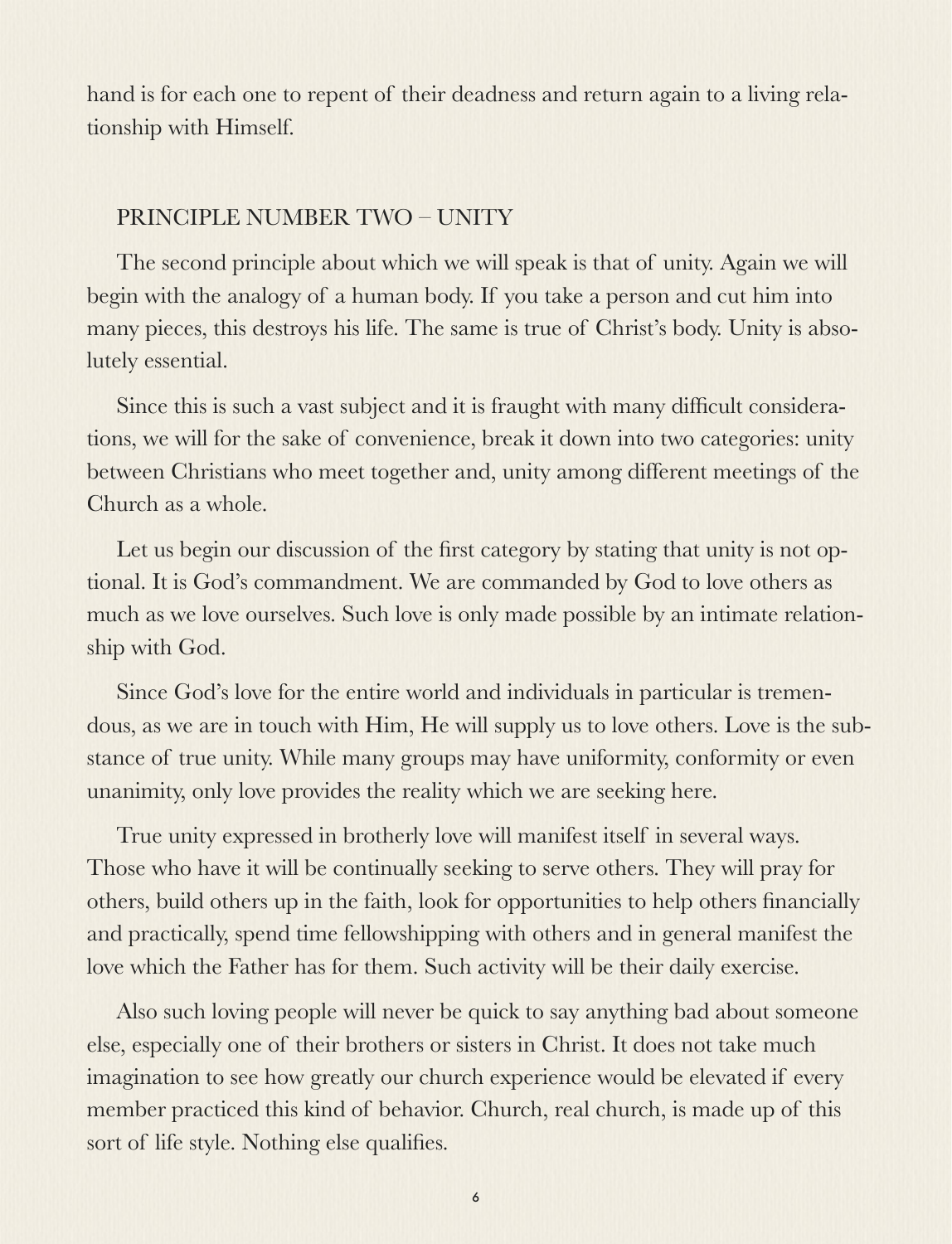hand is for each one to repent of their deadness and return again to a living relationship with Himself.

## PRINCIPLE NUMBER TWO – UNITY

The second principle about which we will speak is that of unity. Again we will begin with the analogy of a human body. If you take a person and cut him into many pieces, this destroys his life. The same is true of Christ's body. Unity is absolutely essential.

Since this is such a vast subject and it is fraught with many difficult considerations, we will for the sake of convenience, break it down into two categories: unity between Christians who meet together and, unity among different meetings of the Church as a whole.

Let us begin our discussion of the first category by stating that unity is not optional. It is God's commandment. We are commanded by God to love others as much as we love ourselves. Such love is only made possible by an intimate relationship with God.

Since God's love for the entire world and individuals in particular is tremendous, as we are in touch with Him, He will supply us to love others. Love is the substance of true unity. While many groups may have uniformity, conformity or even unanimity, only love provides the reality which we are seeking here.

True unity expressed in brotherly love will manifest itself in several ways. Those who have it will be continually seeking to serve others. They will pray for others, build others up in the faith, look for opportunities to help others financially and practically, spend time fellowshipping with others and in general manifest the love which the Father has for them. Such activity will be their daily exercise.

Also such loving people will never be quick to say anything bad about someone else, especially one of their brothers or sisters in Christ. It does not take much imagination to see how greatly our church experience would be elevated if every member practiced this kind of behavior. Church, real church, is made up of this sort of life style. Nothing else qualifies.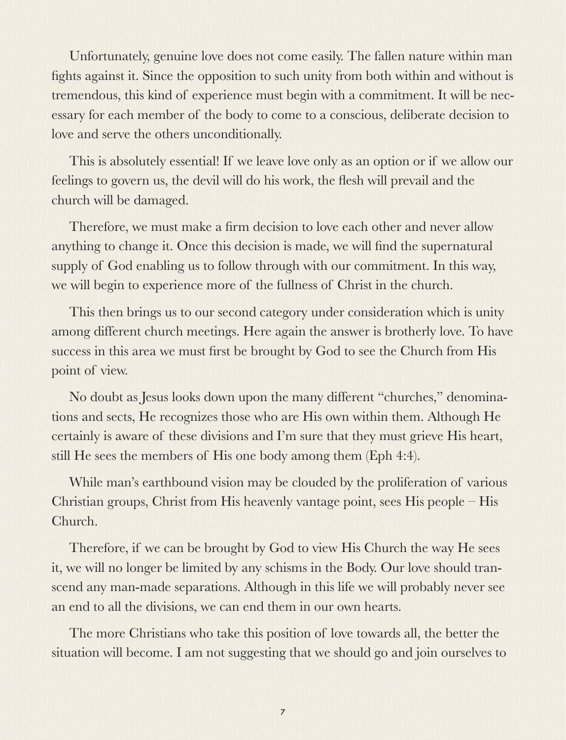Unfortunately, genuine love does not come easily. The fallen nature within man fights against it. Since the opposition to such unity from both within and without is tremendous, this kind of experience must begin with a commitment. It will be necessary for each member of the body to come to a conscious, deliberate decision to love and serve the others unconditionally.

This is absolutely essential! If we leave love only as an option or if we allow our feelings to govern us, the devil will do his work, the flesh will prevail and the church will be damaged.

Therefore, we must make a firm decision to love each other and never allow anything to change it. Once this decision is made, we will find the supernatural supply of God enabling us to follow through with our commitment. In this way, we will begin to experience more of the fullness of Christ in the church.

This then brings us to our second category under consideration which is unity among different church meetings. Here again the answer is brotherly love. To have success in this area we must first be brought by God to see the Church from His point of view.

No doubt as Jesus looks down upon the many different "churches," denominations and sects, He recognizes those who are His own within them. Although He certainly is aware of these divisions and I'm sure that they must grieve His heart, still He sees the members of His one body among them (Eph 4:4).

While man's earthbound vision may be clouded by the proliferation of various Christian groups, Christ from His heavenly vantage point, sees His people – His Church.

Therefore, if we can be brought by God to view His Church the way He sees it, we will no longer be limited by any schisms in the Body. Our love should transcend any man-made separations. Although in this life we will probably never see an end to all the divisions, we can end them in our own hearts.

The more Christians who take this position of love towards all, the better the situation will become. I am not suggesting that we should go and join ourselves to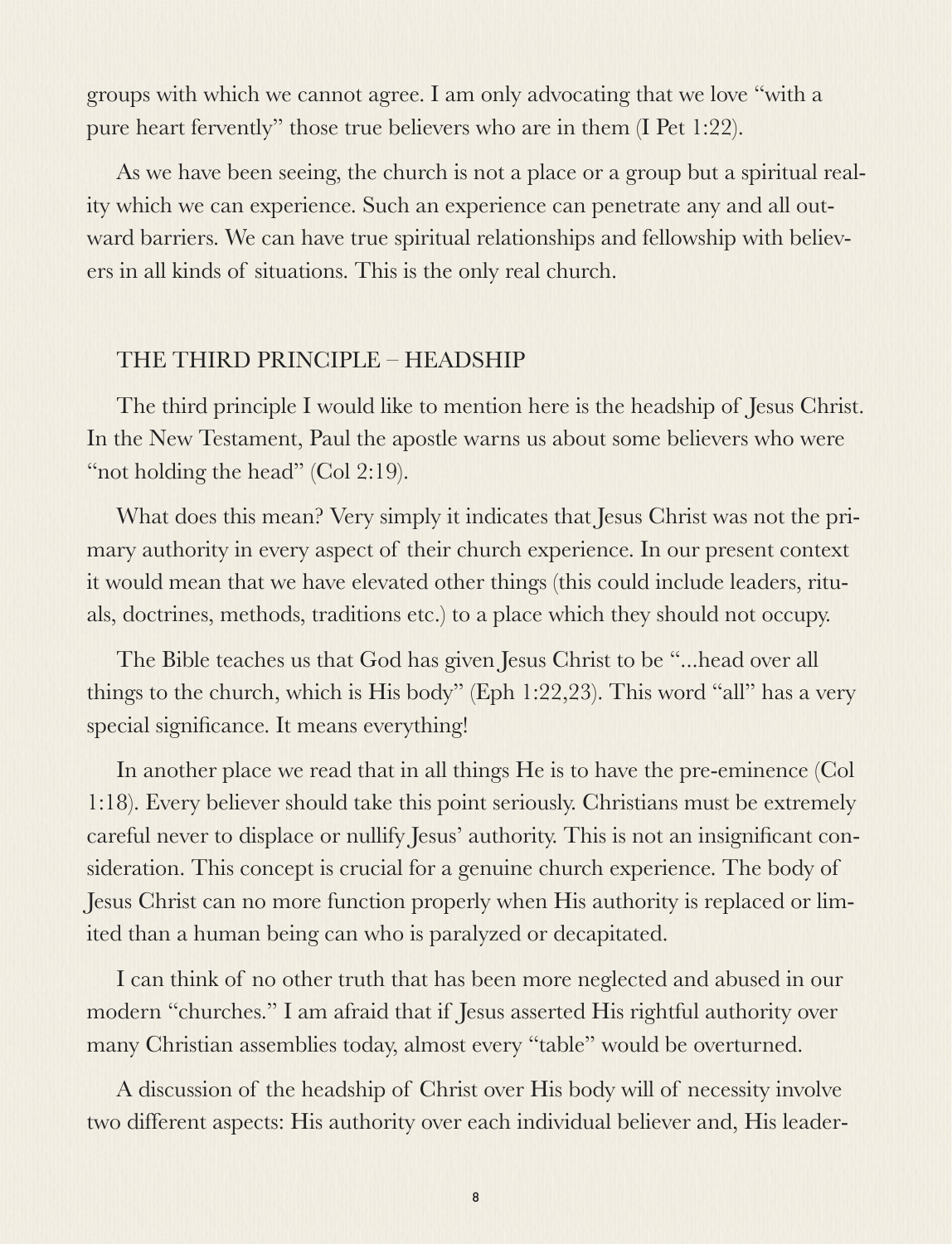groups with which we cannot agree. I am only advocating that we love "with a pure heart fervently" those true believers who are in them (I Pet 1:22).

As we have been seeing, the church is not a place or a group but a spiritual reality which we can experience. Such an experience can penetrate any and all outward barriers. We can have true spiritual relationships and fellowship with believers in all kinds of situations. This is the only real church.

## THE THIRD PRINCIPLE – HEADSHIP

The third principle I would like to mention here is the headship of Jesus Christ. In the New Testament, Paul the apostle warns us about some believers who were "not holding the head" (Col 2:19).

What does this mean? Very simply it indicates that Jesus Christ was not the primary authority in every aspect of their church experience. In our present context it would mean that we have elevated other things (this could include leaders, rituals, doctrines, methods, traditions etc.) to a place which they should not occupy.

The Bible teaches us that God has given Jesus Christ to be "...head over all things to the church, which is His body" (Eph 1:22,23). This word "all" has a very special significance. It means everything!

In another place we read that in all things He is to have the pre-eminence (Col 1:18). Every believer should take this point seriously. Christians must be extremely careful never to displace or nullify Jesus' authority. This is not an insignificant consideration. This concept is crucial for a genuine church experience. The body of Jesus Christ can no more function properly when His authority is replaced or limited than a human being can who is paralyzed or decapitated.

I can think of no other truth that has been more neglected and abused in our modern "churches." I am afraid that if Jesus asserted His rightful authority over many Christian assemblies today, almost every "table" would be overturned.

A discussion of the headship of Christ over His body will of necessity involve two different aspects: His authority over each individual believer and, His leader-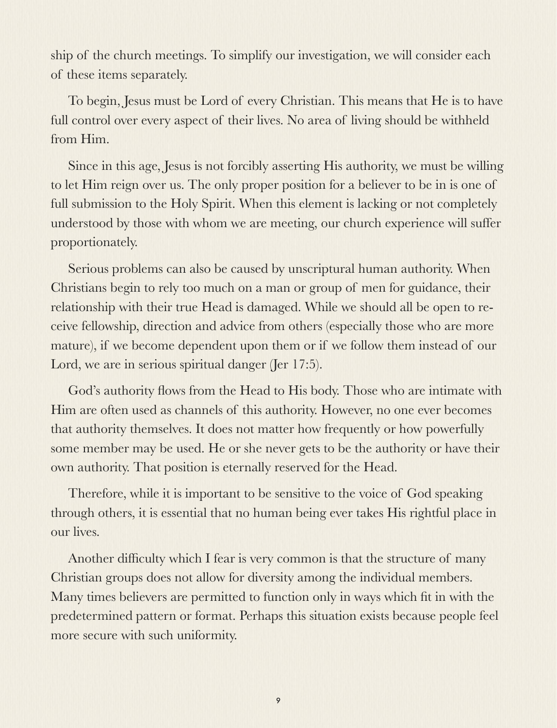ship of the church meetings. To simplify our investigation, we will consider each of these items separately.

To begin, Jesus must be Lord of every Christian. This means that He is to have full control over every aspect of their lives. No area of living should be withheld from Him.

Since in this age, Jesus is not forcibly asserting His authority, we must be willing to let Him reign over us. The only proper position for a believer to be in is one of full submission to the Holy Spirit. When this element is lacking or not completely understood by those with whom we are meeting, our church experience will suffer proportionately.

Serious problems can also be caused by unscriptural human authority. When Christians begin to rely too much on a man or group of men for guidance, their relationship with their true Head is damaged. While we should all be open to receive fellowship, direction and advice from others (especially those who are more mature), if we become dependent upon them or if we follow them instead of our Lord, we are in serious spiritual danger (Jer 17:5).

God's authority flows from the Head to His body. Those who are intimate with Him are often used as channels of this authority. However, no one ever becomes that authority themselves. It does not matter how frequently or how powerfully some member may be used. He or she never gets to be the authority or have their own authority. That position is eternally reserved for the Head.

Therefore, while it is important to be sensitive to the voice of God speaking through others, it is essential that no human being ever takes His rightful place in our lives.

Another difficulty which I fear is very common is that the structure of many Christian groups does not allow for diversity among the individual members. Many times believers are permitted to function only in ways which fit in with the predetermined pattern or format. Perhaps this situation exists because people feel more secure with such uniformity.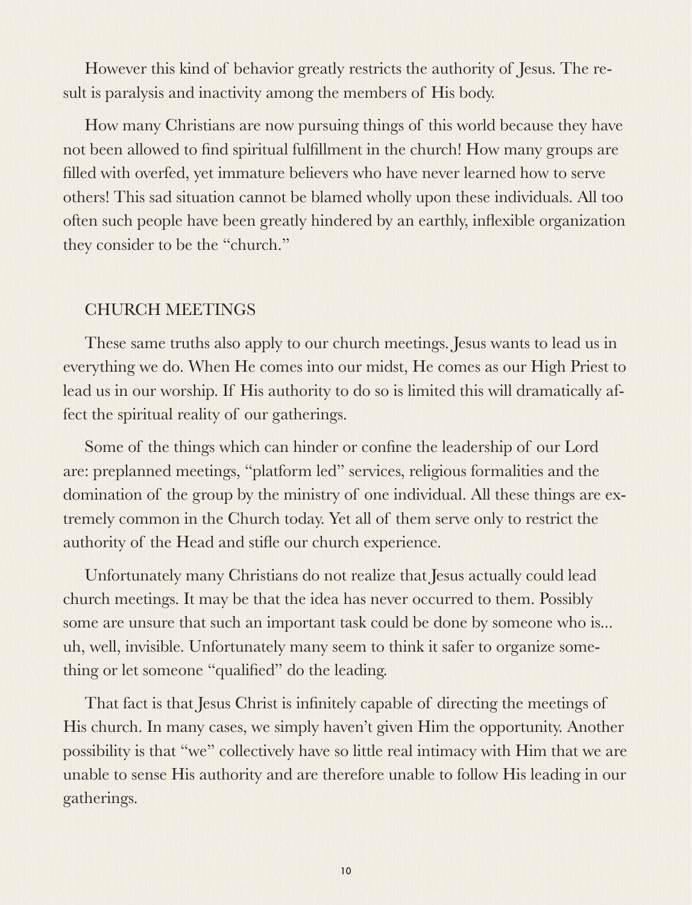However this kind of behavior greatly restricts the authority of Jesus. The result is paralysis and inactivity among the members of His body.

How many Christians are now pursuing things of this world because they have not been allowed to find spiritual fulfillment in the church! How many groups are filled with overfed, yet immature believers who have never learned how to serve others! This sad situation cannot be blamed wholly upon these individuals. All too often such people have been greatly hindered by an earthly, inflexible organization they consider to be the "church."

## CHURCH MEETINGS

These same truths also apply to our church meetings. Jesus wants to lead us in everything we do. When He comes into our midst, He comes as our High Priest to lead us in our worship. If His authority to do so is limited this will dramatically affect the spiritual reality of our gatherings.

Some of the things which can hinder or confine the leadership of our Lord are: preplanned meetings, "platform led" services, religious formalities and the domination of the group by the ministry of one individual. All these things are extremely common in the Church today. Yet all of them serve only to restrict the authority of the Head and stifle our church experience.

Unfortunately many Christians do not realize that Jesus actually could lead church meetings. It may be that the idea has never occurred to them. Possibly some are unsure that such an important task could be done by someone who is... uh, well, invisible. Unfortunately many seem to think it safer to organize something or let someone "qualified" do the leading.

That fact is that Jesus Christ is infinitely capable of directing the meetings of His church. In many cases, we simply haven't given Him the opportunity. Another possibility is that "we" collectively have so little real intimacy with Him that we are unable to sense His authority and are therefore unable to follow His leading in our gatherings.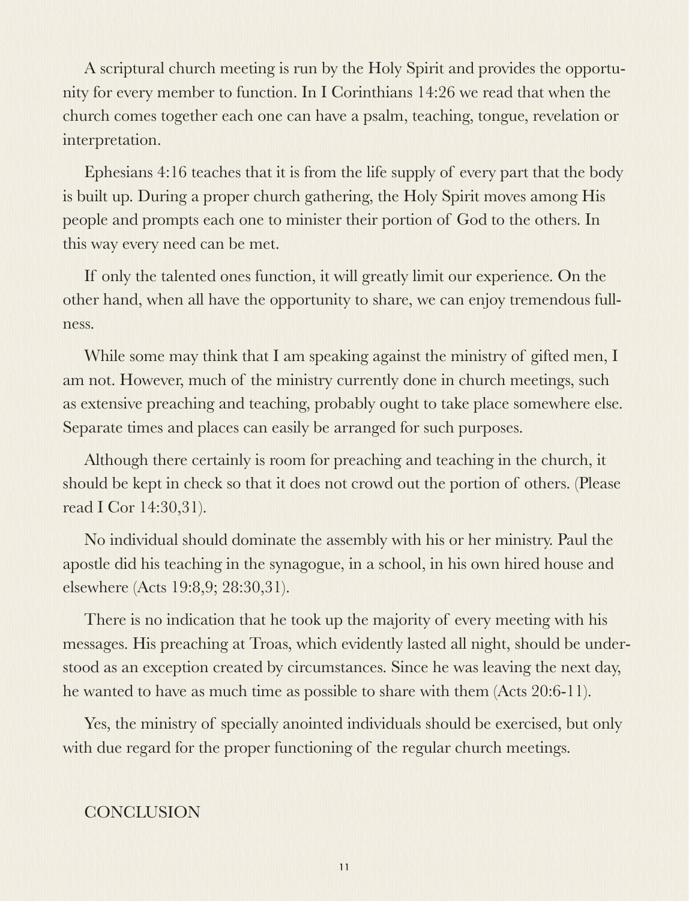A scriptural church meeting is run by the Holy Spirit and provides the opportunity for every member to function. In I Corinthians 14:26 we read that when the church comes together each one can have a psalm, teaching, tongue, revelation or interpretation.

Ephesians 4:16 teaches that it is from the life supply of every part that the body is built up. During a proper church gathering, the Holy Spirit moves among His people and prompts each one to minister their portion of God to the others. In this way every need can be met.

If only the talented ones function, it will greatly limit our experience. On the other hand, when all have the opportunity to share, we can enjoy tremendous fullness.

While some may think that I am speaking against the ministry of gifted men, I am not. However, much of the ministry currently done in church meetings, such as extensive preaching and teaching, probably ought to take place somewhere else. Separate times and places can easily be arranged for such purposes.

Although there certainly is room for preaching and teaching in the church, it should be kept in check so that it does not crowd out the portion of others. (Please read I Cor 14:30,31).

No individual should dominate the assembly with his or her ministry. Paul the apostle did his teaching in the synagogue, in a school, in his own hired house and elsewhere (Acts 19:8,9; 28:30,31).

There is no indication that he took up the majority of every meeting with his messages. His preaching at Troas, which evidently lasted all night, should be understood as an exception created by circumstances. Since he was leaving the next day, he wanted to have as much time as possible to share with them (Acts 20:6-11).

Yes, the ministry of specially anointed individuals should be exercised, but only with due regard for the proper functioning of the regular church meetings.

## CONCLUSION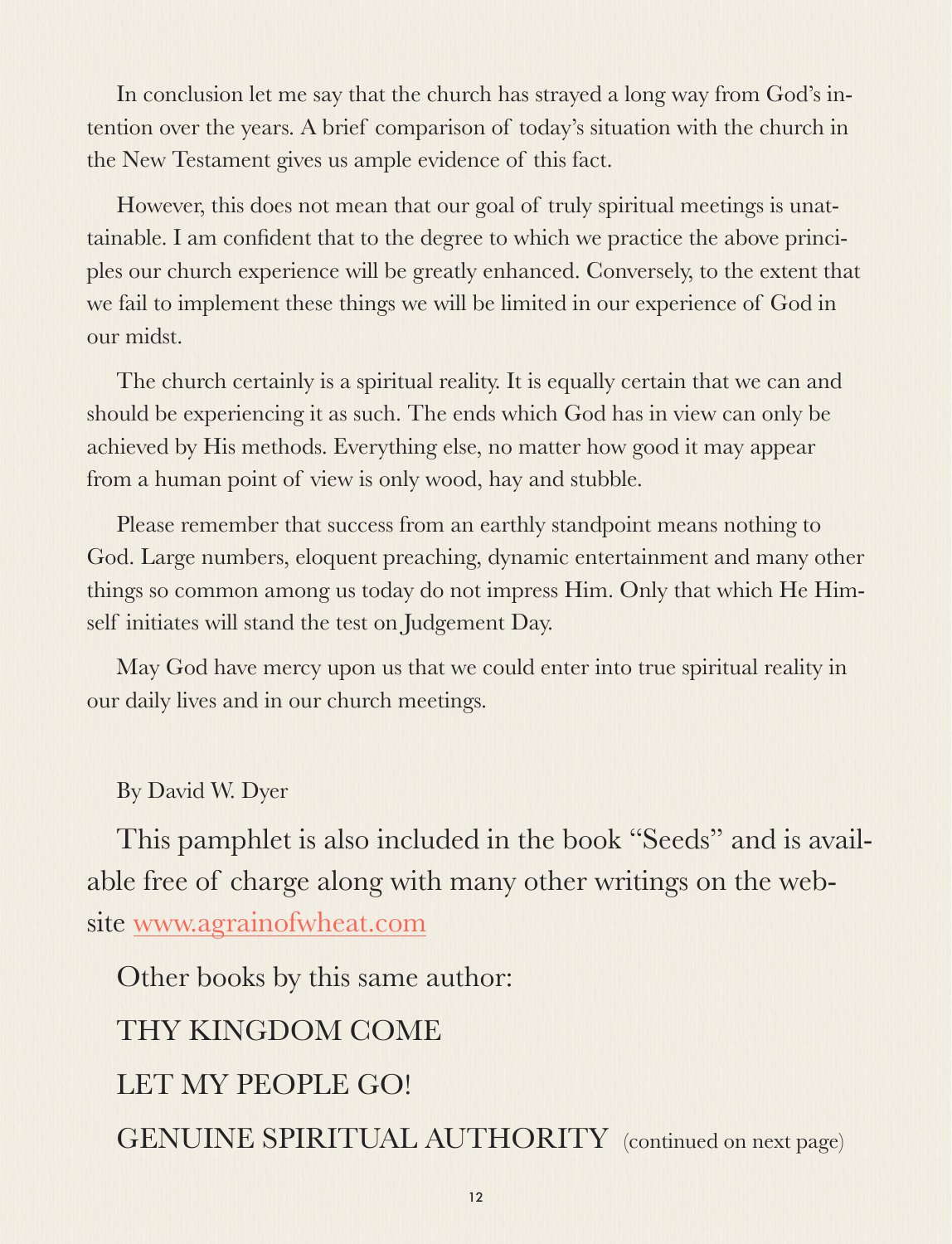In conclusion let me say that the church has strayed a long way from God's intention over the years. A brief comparison of today's situation with the church in the New Testament gives us ample evidence of this fact.

However, this does not mean that our goal of truly spiritual meetings is unattainable. I am confident that to the degree to which we practice the above principles our church experience will be greatly enhanced. Conversely, to the extent that we fail to implement these things we will be limited in our experience of God in our midst.

The church certainly is a spiritual reality. It is equally certain that we can and should be experiencing it as such. The ends which God has in view can only be achieved by His methods. Everything else, no matter how good it may appear from a human point of view is only wood, hay and stubble.

Please remember that success from an earthly standpoint means nothing to God. Large numbers, eloquent preaching, dynamic entertainment and many other things so common among us today do not impress Him. Only that which He Himself initiates will stand the test on Judgement Day.

May God have mercy upon us that we could enter into true spiritual reality in our daily lives and in our church meetings.

By David W. Dyer

This pamphlet is also included in the book "Seeds" and is available free of charge along with many other writings on the website [www.agrainofwheat.com](http://www.agrainofwheat.com)

Other books by this same author:

THY KINGDOM COME

LET MY PEOPLE GO!

GENUINE SPIRITUAL AUTHORITY (continued on next page)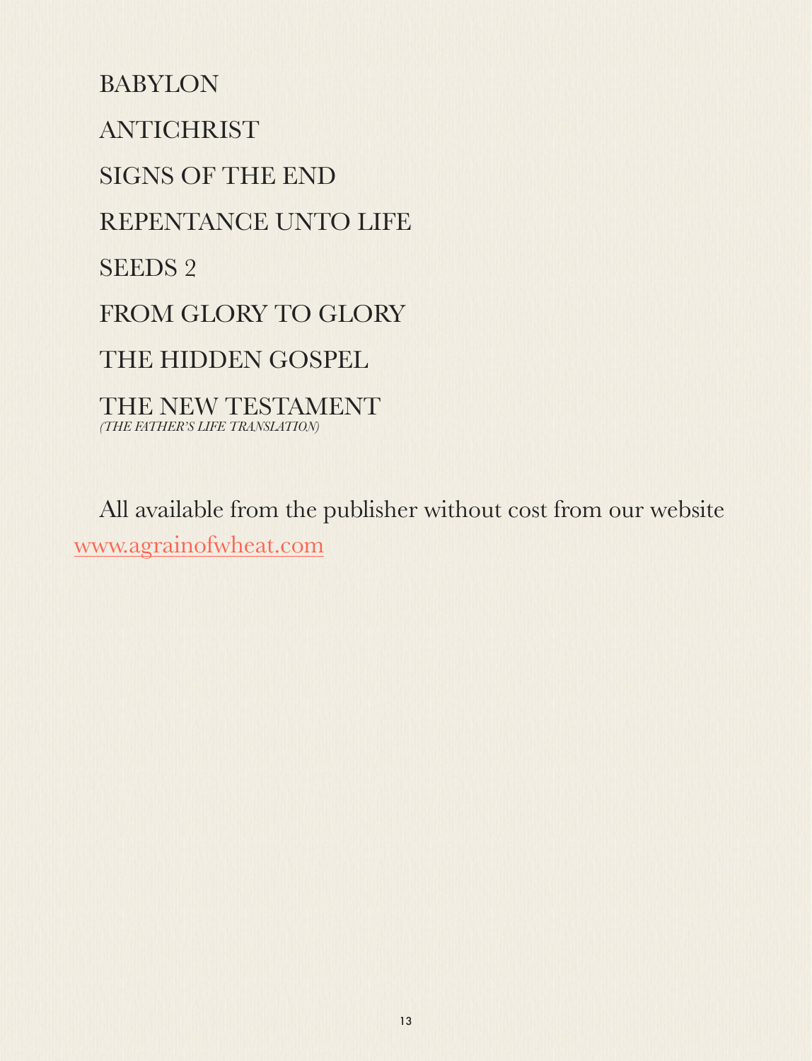BABYLON

ANTICHRIST

SIGNS OF THE END

REPENTANCE UNTO LIFE

SEEDS 2

FROM GLORY TO GLORY

THE HIDDEN GOSPEL

THE NEW TESTAMENT
*(THE FATHER'S LIFE TRANSLATION)*

All available from the publisher without cost from our website www.agrainofwheat.com